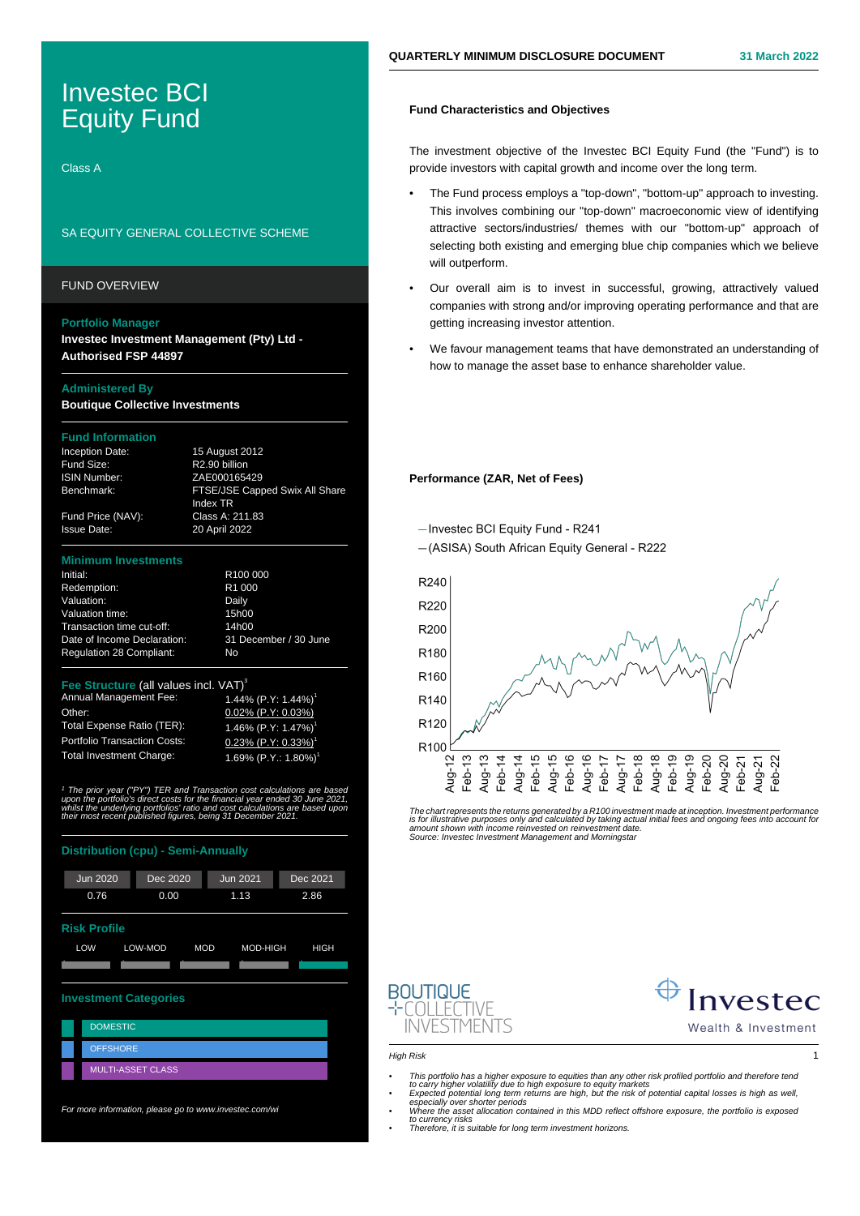# Investec BCI Equity Fund

Class A

SA EQUITY GENERAL COLLECTIVE SCHEME

**QUARTERLY MINIMUM DISCLOSURE DOCUMENT** 31 March 2022

## FUND OVERVIEW

**Portfolio Manager**
**Investec Investment Management (Pty) Ltd - Authorised FSP 44897**

**Administered By**
**Boutique Collective Investments**

### Fund Information

| | |
|---|---|
| Inception Date: | 15 August 2012 |
| Fund Size: | R2.90 billion |
| ISIN Number: | ZAE000165429 |
| Benchmark: | FTSE/JSE Capped Swix All Share Index TR |
| Fund Price (NAV): | Class A: 211.83 |
| Issue Date: | 20 April 2022 |

### Minimum Investments

| | |
|---|---|
| Initial: | R100 000 |
| Redemption: | R1 000 |
| Valuation: | Daily |
| Valuation time: | 15h00 |
| Transaction time cut-off: | 14h00 |
| Date of Income Declaration: | 31 December / 30 June |
| Regulation 28 Compliant: | No |

### Fee Structure (all values incl. VAT)[3]

| | |
|---|---|
| Annual Management Fee: | 1.44% (P.Y: 1.44%)[1] |
| Other: | 0.02% (P.Y: 0.03%) |
| Total Expense Ratio (TER): | 1.46% (P.Y: 1.47%)[1] |
| Portfolio Transaction Costs: | 0.23% (P.Y: 0.33%)[1] |
| Total Investment Charge: | 1.69% (P.Y.: 1.80%)[1] |

*[1] The prior year ("PY") TER and Transaction cost calculations are based upon the portfolio's direct costs for the financial year ended 30 June 2021, whilst the underlying portfolios' ratio and cost calculations are based upon their most recent published figures, being 31 December 2021.*

### Distribution (cpu) - Semi-Annually

| Jun 2020 | Dec 2020 | Jun 2021 | Dec 2021 |
|---|---|---|---|
| 0.76 | 0.00 | 1.13 | 2.86 |

### Risk Profile

LOW | LOW-MOD | MOD | MOD-HIGH | **HIGH**

### Investment Categories

- DOMESTIC
- OFFSHORE
- MULTI-ASSET CLASS

*For more information, please go to www.investec.com/wi*

## Fund Characteristics and Objectives

The investment objective of the Investec BCI Equity Fund (the "Fund") is to provide investors with capital growth and income over the long term.

- The Fund process employs a "top-down", "bottom-up" approach to investing. This involves combining our "top-down" macroeconomic view of identifying attractive sectors/industries/ themes with our "bottom-up" approach of selecting both existing and emerging blue chip companies which we believe will outperform.
- Our overall aim is to invest in successful, growing, attractively valued companies with strong and/or improving operating performance and that are getting increasing investor attention.
- We favour management teams that have demonstrated an understanding of how to manage the asset base to enhance shareholder value.

## Performance (ZAR, Net of Fees)

— Investec BCI Equity Fund - R241
— (ASISA) South African Equity General - R222

*The chart represents the returns generated by a R100 investment made at inception. Investment performance is for illustrative purposes only and calculated by taking actual initial fees and ongoing fees into account for amount shown with income reinvested on reinvestment date.*
*Source: Investec Investment Management and Morningstar*

*High Risk*

- *This portfolio has a higher exposure to equities than any other risk profiled portfolio and therefore tend to carry higher volatility due to high exposure to equity markets*
- *Expected potential long term returns are high, but the risk of potential capital losses is high as well, especially over shorter periods*
- *Where the asset allocation contained in this MDD reflect offshore exposure, the portfolio is exposed to currency risks*
- *Therefore, it is suitable for long term investment horizons.*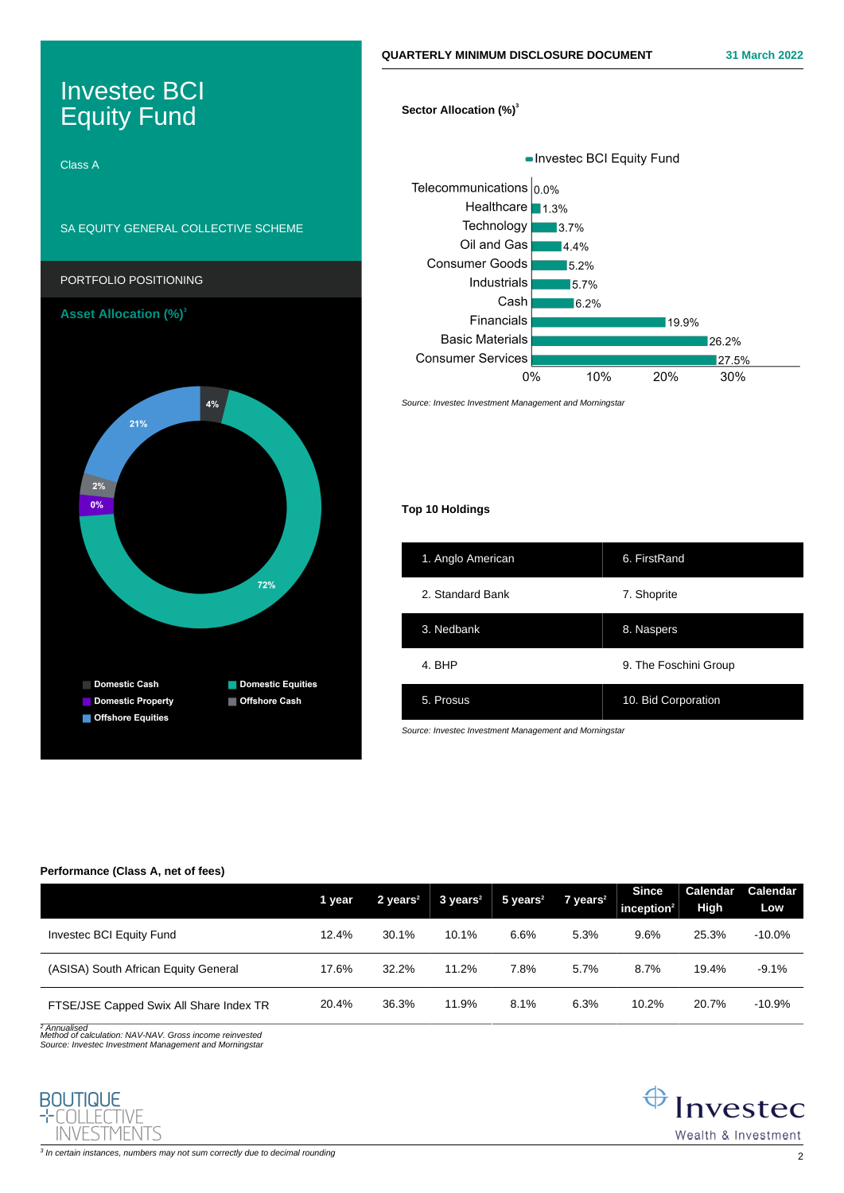# Investec BCI Equity Fund

Class A

SA EQUITY GENERAL COLLECTIVE SCHEME

QUARTERLY MINIMUM DISCLOSURE DOCUMENT 31 March 2022

## PORTFOLIO POSITIONING

### Asset Allocation (%)[3]

| Asset Class | % |
|---|---|
| Domestic Cash | 4% |
| Domestic Equities | 72% |
| Domestic Property | 0% |
| Offshore Cash | 2% |
| Offshore Equities | 21% |

### Sector Allocation (%)[3]

| Sector | Investec BCI Equity Fund |
|---|---|
| Telecommunications | 0.0% |
| Healthcare | 1.3% |
| Technology | 3.7% |
| Oil and Gas | 4.4% |
| Consumer Goods | 5.2% |
| Industrials | 5.7% |
| Cash | 6.2% |
| Financials | 19.9% |
| Basic Materials | 26.2% |
| Consumer Services | 27.5% |

*Source: Investec Investment Management and Morningstar*

### Top 10 Holdings

| | |
|---|---|
| 1. Anglo American | 6. FirstRand |
| 2. Standard Bank | 7. Shoprite |
| 3. Nedbank | 8. Naspers |
| 4. BHP | 9. The Foschini Group |
| 5. Prosus | 10. Bid Corporation |

*Source: Investec Investment Management and Morningstar*

### Performance (Class A, net of fees)

| | 1 year | 2 years[2] | 3 years[2] | 5 years[2] | 7 years[2] | Since inception[2] | Calendar High | Calendar Low |
|---|---|---|---|---|---|---|---|---|
| Investec BCI Equity Fund | 12.4% | 30.1% | 10.1% | 6.6% | 5.3% | 9.6% | 25.3% | -10.0% |
| (ASISA) South African Equity General | 17.6% | 32.2% | 11.2% | 7.8% | 5.7% | 8.7% | 19.4% | -9.1% |
| FTSE/JSE Capped Swix All Share Index TR | 20.4% | 36.3% | 11.9% | 8.1% | 6.3% | 10.2% | 20.7% | -10.9% |

*[2] Annualised*
*Method of calculation: NAV-NAV. Gross income reinvested*
*Source: Investec Investment Management and Morningstar*

*[3] In certain instances, numbers may not sum correctly due to decimal rounding*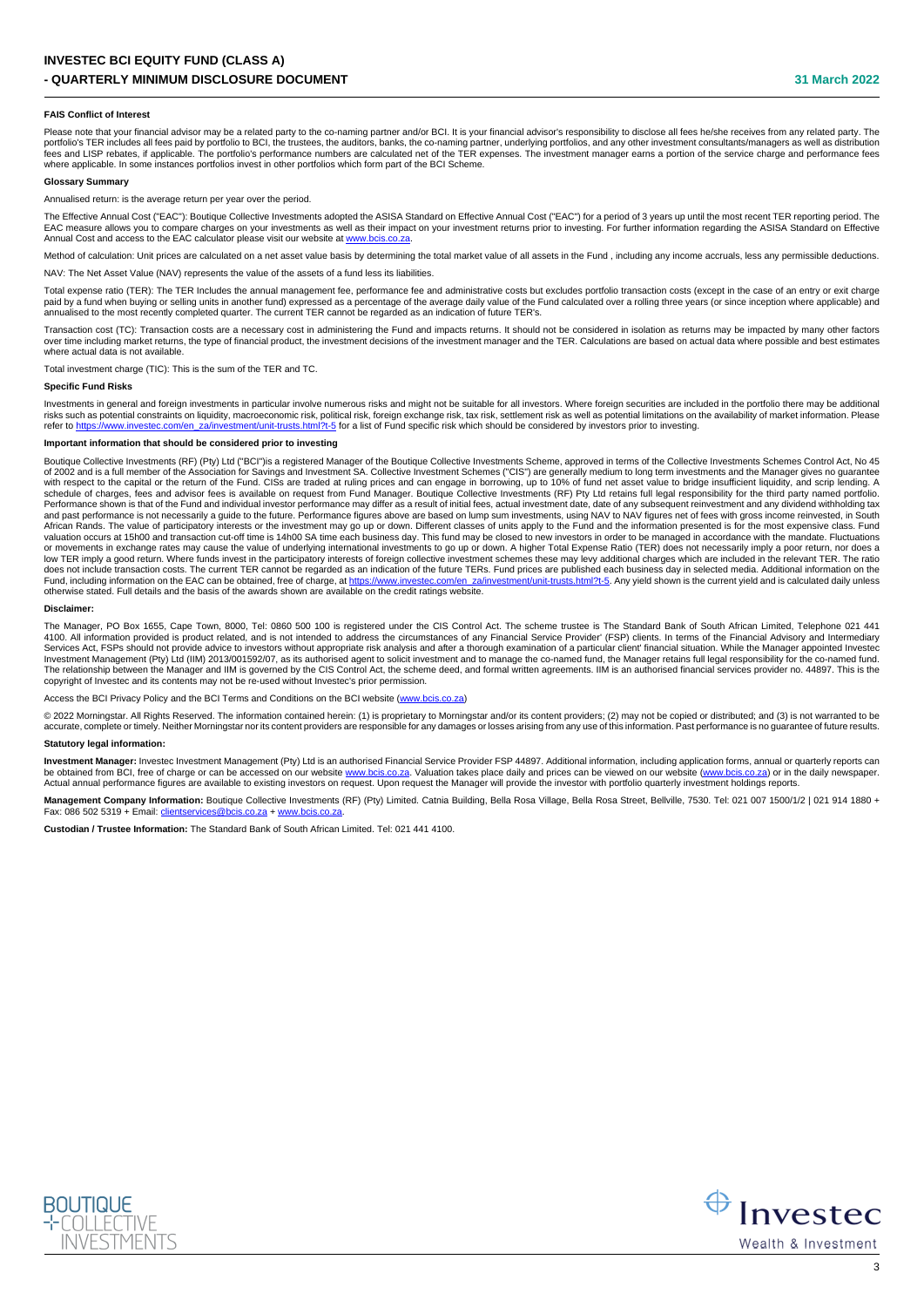## FAIS Conflict of Interest

Please note that your financial advisor may be a related party to the co-naming partner and/or BCI. It is your financial advisor's responsibility to disclose all fees he/she receives from any related party. The portfolio's TER includes all fees paid by portfolio to BCI, the trustees, the auditors, banks, the co-naming partner, underlying portfolios, and any other investment consultants/managers as well as distribution fees and LISP rebates, if applicable. The portfolio's performance numbers are calculated net of the TER expenses. The investment manager earns a portion of the service charge and performance fees where applicable. In some instances portfolios invest in other portfolios which form part of the BCI Scheme.

## Glossary Summary

Annualised return: is the average return per year over the period.

The Effective Annual Cost ("EAC"): Boutique Collective Investments adopted the ASISA Standard on Effective Annual Cost ("EAC") for a period of 3 years up until the most recent TER reporting period. The EAC measure allows you to compare charges on your investments as well as their impact on your investment returns prior to investing. For further information regarding the ASISA Standard on Effective Annual Cost and access to the EAC calculator please visit our website at www.bcis.co.za.

Method of calculation: Unit prices are calculated on a net asset value basis by determining the total market value of all assets in the Fund , including any income accruals, less any permissible deductions.

NAV: The Net Asset Value (NAV) represents the value of the assets of a fund less its liabilities.

Total expense ratio (TER): The TER Includes the annual management fee, performance fee and administrative costs but excludes portfolio transaction costs (except in the case of an entry or exit charge paid by a fund when buying or selling units in another fund) expressed as a percentage of the average daily value of the Fund calculated over a rolling three years (or since inception where applicable) and annualised to the most recently completed quarter. The current TER cannot be regarded as an indication of future TER's.

Transaction cost (TC): Transaction costs are a necessary cost in administering the Fund and impacts returns. It should not be considered in isolation as returns may be impacted by many other factors over time including market returns, the type of financial product, the investment decisions of the investment manager and the TER. Calculations are based on actual data where possible and best estimates where actual data is not available.

Total investment charge (TIC): This is the sum of the TER and TC.

## Specific Fund Risks

Investments in general and foreign investments in particular involve numerous risks and might not be suitable for all investors. Where foreign securities are included in the portfolio there may be additional risks such as potential constraints on liquidity, macroeconomic risk, political risk, foreign exchange risk, tax risk, settlement risk as well as potential limitations on the availability of market information. Please refer to https://www.investec.com/en_za/investment/unit-trusts.html?t-5 for a list of Fund specific risk which should be considered by investors prior to investing.

## Important information that should be considered prior to investing

Boutique Collective Investments (RF) (Pty) Ltd ("BCI")is a registered Manager of the Boutique Collective Investments Scheme, approved in terms of the Collective Investments Schemes Control Act, No 45 of 2002 and is a full member of the Association for Savings and Investment SA. Collective Investment Schemes ("CIS") are generally medium to long term investments and the Manager gives no guarantee with respect to the capital or the return of the Fund. CISs are traded at ruling prices and can engage in borrowing, up to 10% of fund net asset value to bridge insufficient liquidity, and scrip lending. A schedule of charges, fees and advisor fees is available on request from Fund Manager. Boutique Collective Investments (RF) Pty Ltd retains full legal responsibility for the third party named portfolio. Performance shown is that of the Fund and individual investor performance may differ as a result of initial fees, actual investment date, date of any subsequent reinvestment and any dividend withholding tax and past performance is not necessarily a guide to the future. Performance figures above are based on lump sum investments, using NAV to NAV figures net of fees with gross income reinvested, in South African Rands. The value of participatory interests or the investment may go up or down. Different classes of units apply to the Fund and the information presented is for the most expensive class. Fund valuation occurs at 15h00 and transaction cut-off time is 14h00 SA time each business day. This fund may be closed to new investors in order to be managed in accordance with the mandate. Fluctuations or movements in exchange rates may cause the value of underlying international investments to go up or down. A higher Total Expense Ratio (TER) does not necessarily imply a poor return, nor does a low TER imply a good return. Where funds invest in the participatory interests of foreign collective investment schemes these may levy additional charges which are included in the relevant TER. The ratio does not include transaction costs. The current TER cannot be regarded as an indication of the future TERs. Fund prices are published each business day in selected media. Additional information on the Fund, including information on the EAC can be obtained, free of charge, at https://www.investec.com/en_za/investment/unit-trusts.html?t-5. Any yield shown is the current yield and is calculated daily unless otherwise stated. Full details and the basis of the awards shown are available on the credit ratings website.

## Disclaimer:

The Manager, PO Box 1655, Cape Town, 8000, Tel: 0860 500 100 is registered under the CIS Control Act. The scheme trustee is The Standard Bank of South African Limited, Telephone 021 441 4100. All information provided is product related, and is not intended to address the circumstances of any Financial Service Provider' (FSP) clients. In terms of the Financial Advisory and Intermediary Services Act, FSPs should not provide advice to investors without appropriate risk analysis and after a thorough examination of a particular client' financial situation. While the Manager appointed Investec Investment Management (Pty) Ltd (IIM) 2013/001592/07, as its authorised agent to solicit investment and to manage the co-named fund, the Manager retains full legal responsibility for the co-named fund. The relationship between the Manager and IIM is governed by the CIS Control Act, the scheme deed, and formal written agreements. IIM is an authorised financial services provider no. 44897. This is the copyright of Investec and its contents may not be re-used without Investec's prior permission.

Access the BCI Privacy Policy and the BCI Terms and Conditions on the BCI website (www.bcis.co.za)

© 2022 Morningstar. All Rights Reserved. The information contained herein: (1) is proprietary to Morningstar and/or its content providers; (2) may not be copied or distributed; and (3) is not warranted to be accurate, complete or timely. Neither Morningstar nor its content providers are responsible for any damages or losses arising from any use of this information. Past performance is no guarantee of future results.

## Statutory legal information:

**Investment Manager:** Investec Investment Management (Pty) Ltd is an authorised Financial Service Provider FSP 44897. Additional information, including application forms, annual or quarterly reports can be obtained from BCI, free of charge or can be accessed on our website www.bcis.co.za. Valuation takes place daily and prices can be viewed on our website (www.bcis.co.za) or in the daily newspaper. Actual annual performance figures are available to existing investors on request. Upon request the Manager will provide the investor with portfolio quarterly investment holdings reports.

**Management Company Information:** Boutique Collective Investments (RF) (Pty) Limited. Catnia Building, Bella Rosa Village, Bella Rosa Street, Bellville, 7530. Tel: 021 007 1500/1/2 | 021 914 1880 + Fax: 086 502 5319 + Email: clientservices@bcis.co.za + www.bcis.co.za.

**Custodian / Trustee Information:** The Standard Bank of South African Limited. Tel: 021 441 4100.